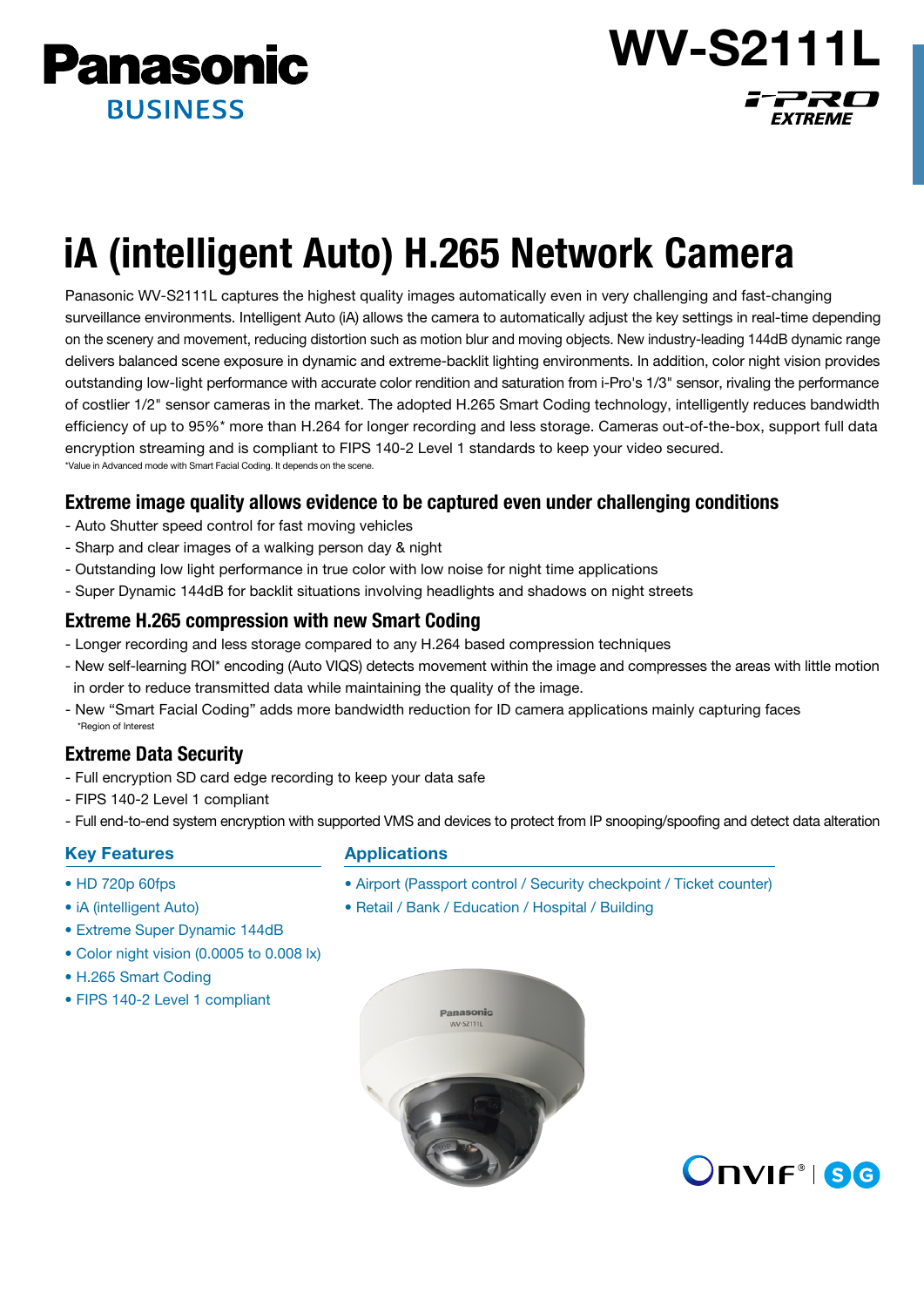Panasonic
BUSINESS

# WV-S2111L

i-PRO EXTREME

# iA (intelligent Auto) H.265 Network Camera

Panasonic WV-S2111L captures the highest quality images automatically even in very challenging and fast-changing surveillance environments. Intelligent Auto (iA) allows the camera to automatically adjust the key settings in real-time depending on the scenery and movement, reducing distortion such as motion blur and moving objects. New industry-leading 144dB dynamic range delivers balanced scene exposure in dynamic and extreme-backlit lighting environments. In addition, color night vision provides outstanding low-light performance with accurate color rendition and saturation from i-Pro's 1/3" sensor, rivaling the performance of costlier 1/2" sensor cameras in the market. The adopted H.265 Smart Coding technology, intelligently reduces bandwidth efficiency of up to 95%* more than H.264 for longer recording and less storage. Cameras out-of-the-box, support full data encryption streaming and is compliant to FIPS 140-2 Level 1 standards to keep your video secured.

*Value in Advanced mode with Smart Facial Coding. It depends on the scene.

## Extreme image quality allows evidence to be captured even under challenging conditions

- Auto Shutter speed control for fast moving vehicles
- Sharp and clear images of a walking person day & night
- Outstanding low light performance in true color with low noise for night time applications
- Super Dynamic 144dB for backlit situations involving headlights and shadows on night streets

## Extreme H.265 compression with new Smart Coding

- Longer recording and less storage compared to any H.264 based compression techniques
- New self-learning ROI* encoding (Auto VIQS) detects movement within the image and compresses the areas with little motion in order to reduce transmitted data while maintaining the quality of the image.
- New "Smart Facial Coding" adds more bandwidth reduction for ID camera applications mainly capturing faces

*Region of Interest

## Extreme Data Security

- Full encryption SD card edge recording to keep your data safe
- FIPS 140-2 Level 1 compliant
- Full end-to-end system encryption with supported VMS and devices to protect from IP snooping/spoofing and detect data alteration

### Key Features

- HD 720p 60fps
- iA (intelligent Auto)
- Extreme Super Dynamic 144dB
- Color night vision (0.0005 to 0.008 lx)
- H.265 Smart Coding
- FIPS 140-2 Level 1 compliant

### Applications

- Airport (Passport control / Security checkpoint / Ticket counter)
- Retail / Bank / Education / Hospital / Building

ONVIF® | SG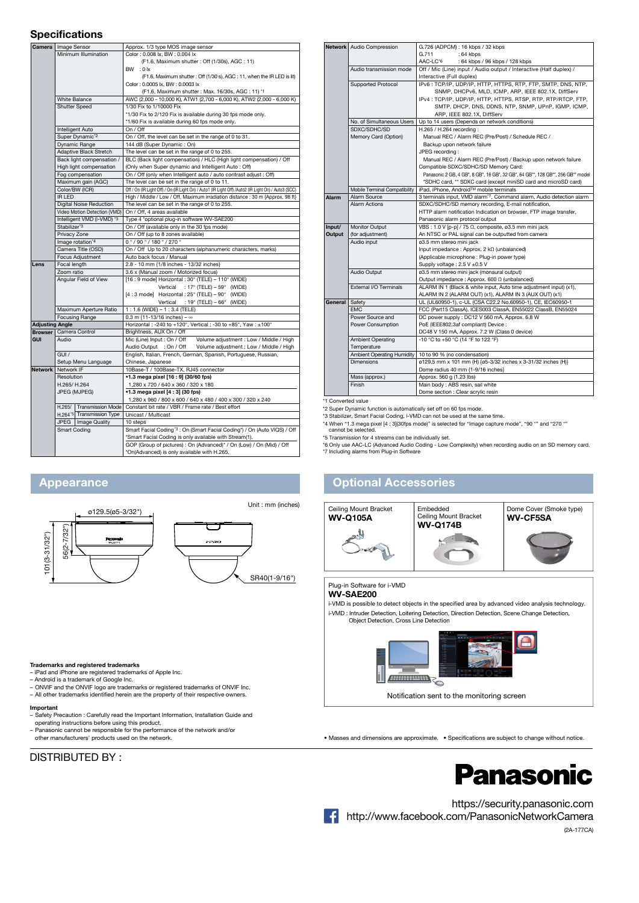## Specifications

| | | |
|---|---|---|
| **Camera** | Image Sensor | Approx. 1/3 type MOS image sensor |
| | Minimum Illumination | Color : 0.008 lx, BW : 0.004 lx (F1.6, Maximum shutter : Off (1/30s), AGC : 11) BW : 0 lx (F1.6, Maximum shutter : Off (1/30 s), AGC : 11, when the IR LED is lit) Color : 0.0005 lx, BW : 0.0003 lx (F1.6, Maximum shutter : Max. 16/30s, AGC : 11) *1 |
| | White Balance | AWC (2,000 - 10,000 K), ATW1 (2,700 - 6,000 K), ATW2 (2,000 - 6,000 K) |
| | Shutter Speed | 1/30 Fix to 1/10000 Fix *1/30 Fix to 2/120 Fix is available during 30 fps mode only. *1/60 Fix is available during 60 fps mode only. |
| | Intelligent Auto | On / Off |
| | Super Dynamic*2 | On / Off, the level can be set in the range of 0 to 31. |
| | Dynamic Range | 144 dB (Super Dynamic : On) |
| | Adaptive Black Stretch | The level can be set in the range of 0 to 255. |
| | Back light compensation / High light compensation | BLC (Back light compensation) / HLC (High light compensation) / Off (Only when Super dynamic and Intelligent Auto : Off) |
| | Fog compensation | On / Off (only when Intelligent auto / auto contrast adjust : Off) |
| | Maximum gain (AGC) | The level can be set in the range of 0 to 11. |
| | Color/BW (ICR) | Off / On (IR Light Off) / On (IR Light On) / Auto1 (IR Light Off) /Auto2 (IR Light On) / Auto3 (SCC) |
| | IR LED | High / Middle / Low / Off, Maximum irradiation distance : 30 m {Approx. 98 ft} |
| | Digital Noise Reduction | The level can be set in the range of 0 to 255. |
| | Video Motion Detection (VMD) | On / Off, 4 areas available |
| | Intelligent VMD (i-VMD) *3 | Type 4 *optional plug-in software WV-SAE200 |
| | Stabilizer*3 | On / Off (available only in the 30 fps mode) |
| | Privacy Zone | On / Off (up to 8 zones available) |
| | Image rotation*4 | 0 ° / 90 ° / 180 ° / 270 ° |
| | Camera Title (OSD) | On / Off Up to 20 characters (alphanumeric characters, marks) |
| | Focus Adjustment | Auto back focus / Manual |
| **Lens** | Focal length | 2.8 - 10 mm {1/8 inches - 13/32 inches} |
| | Zoom ratio | 3.6 x (Manual zoom / Motorized focus) |
| | Angular Field of View | [16 : 9 mode] Horizontal : 30° (TELE) – 110° (WIDE) Vertical : 17° (TELE) – 59° (WIDE) [4 : 3 mode] Horizontal : 25° (TELE) – 90° (WIDE) Vertical : 19° (TELE) – 66° (WIDE) |
| | Maximum Aperture Ratio | 1 : 1.6 (WIDE) – 1 : 3.4 (TELE) |
| | Focusing Range | 0.3 m {11-13/16 inches} – ∞ |
| **Adjusting Angle** | | Horizontal : -240 to +120°, Vertical : -30 to +85°, Yaw : ±100° |
| **Browser GUI** | Camera Control | Brightness, AUX On / Off |
| | Audio | Mic (Line) Input : On / Off Volume adjustment : Low / Middle / High Audio Output : On / Off Volume adjustment : Low / Middle / High |
| | GUI / Setup Menu Language | English, Italian, French, German, Spanish, Portuguese, Russian, Chinese, Japanese |
| **Network** | Network IF | 10Base-T / 100Base-TX, RJ45 connector |
| | Resolution H.265/ H.264 JPEG (MJPEG) | •1.3 mega pixel [16 : 9] (30/60 fps) 1,280 x 720 / 640 x 360 / 320 x 180 •1.3 mega pixel [4 : 3] (30 fps) 1,280 x 960 / 800 x 600 / 640 x 480 / 400 x 300 / 320 x 240 |
| | H.265/ H.264*5 Transmission Mode | Constant bit rate / VBR / Frame rate / Best effort |
| | H.265/ H.264*5 Transmission Type | Unicast / Multicast |
| | JPEG Image Quality | 10 steps |
| | Smart Coding | Smart Facial Coding*3 : On (Smart Facial Coding*) / On (Auto VIQS) / Off *Smart Facial Coding is only available with Stream(1). GOP (Group of pictures) : On (Advanced)* / On (Low) / On (Mid) / Off *On(Advanced) is only available with H.265. |
| **Network** | Audio Compression | G.726 (ADPCM) : 16 kbps / 32 kbps G.711 : 64 kbps AAC-LC*6 : 64 kbps / 96 kbps / 128 kbps |
| | Audio transmission mode | Off / Mic (Line) input / Audio output / Interactive (Half duplex) / Interactive (Full duplex) |
| | Supported Protocol | IPv6 : TCP/IP, UDP/IP, HTTP, HTTPS, RTP, FTP, SMTP, DNS, NTP, SNMP, DHCPv6, MLD, ICMP, ARP, IEEE 802.1X, DiffServ IPv4 : TCP/IP, UDP/IP, HTTP, HTTPS, RTSP, RTP, RTP/RTCP, FTP, SMTP, DHCP, DNS, DDNS, NTP, SNMP, UPnP, IGMP, ICMP, ARP, IEEE 802.1X, DiffServ |
| | No. of Simultaneous Users | Up to 14 users (Depends on network conditions) |
| | SDXC/SDHC/SD Memory Card (Option) | H.265 / H.264 recording : Manual REC / Alarm REC (Pre/Post) / Schedule REC / Backup upon network failure JPEG recording : Manual REC / Alarm REC (Pre/Post) / Backup upon network failure Compatible SDXC/SDHC/SD Memory Card: Panasonic 2 GB, 4 GB*, 8 GB*, 16 GB*, 32 GB*, 64 GB**, 128 GB**, 256 GB** model *SDHC card, ** SDXC card (except miniSD card and microSD card) |
| | Mobile Terminal Compatibility | iPad, iPhone, Android™ mobile terminals |
| **Alarm** | Alarm Source | 3 terminals input, VMD alarm*7, Command alarm, Audio detection alarm |
| | Alarm Actions | SDXC/SDHC/SD memory recording, E-mail notification, HTTP alarm notification Indication on browser, FTP image transfer, Panasonic alarm protocol output |
| **Input/ Output** | Monitor Output (for adjustment) | VBS : 1.0 V [p-p] / 75 Ω, composite, ø3.5 mm mini jack An NTSC or PAL signal can be outputted from camera |
| | Audio input | ø3.5 mm stereo mini jack Input impedance : Approx. 2 kΩ (unbalanced) (Applicable microphone : Plug-in power type) Supply voltage : 2.5 V ±0.5 V |
| | Audio Output | ø3.5 mm stereo mini jack (monaural output) Output impedance : Approx. 600 Ω (unbalanced) |
| | External I/O Terminals | ALARM IN 1 (Black & white input, Auto time adjustment input) (x1), ALARM IN 2 (ALARM OUT) (x1), ALARM IN 3 (AUX OUT) (x1) |
| **General** | Safety | UL (UL60950-1), c-UL (CSA C22.2 No.60950-1), CE, IEC60950-1 |
| | EMC | FCC (Part15 ClassA), ICES003 ClassA, EN55022 ClassB, EN55024 |
| | Power Source and Power Consumption | DC power supply : DC12 V 560 mA, Approx. 6.8 W PoE (IEEE802.3af compliant) Device : DC48 V 150 mA, Approx. 7.2 W (Class 0 device) |
| | Ambient Operating Temperature | -10 °C to +50 °C (14 °F to 122 °F) |
| | Ambient Operating Humidity | 10 to 90 % (no condensation) |
| | Dimensions | ø129.5 mm x 101 mm (H) {ø5-3/32 inches x 3-31/32 inches (H)} Dome radius 40 mm {1-9/16 inches} |
| | Mass (approx.) | Approx. 560 g {1.23 lbs} |
| | Finish | Main body : ABS resin, sail white Dome section : Clear acrylic resin |

*1 Converted value
*2 Super Dynamic function is automatically set off on 60 fps mode.
*3 Stabilizer, Smart Facial Coding, i-VMD can not be used at the same time.
*4 When "1.3 mega pixel [4 : 3](30fps mode)" is selected for "Image capture mode", "90 °" and "270 °" cannot be selected.
*5 Transmission for 4 streams can be individually set.
*6 Only use AAC-LC (Advanced Audio Coding - Low Complexity) when recording audio on an SD memory card.
*7 Including alarms from Plug-in Software

## Appearance

Unit : mm (inches)

ø129.5(ø5-3/32")
101(3-31/32")
56(2-7/32")
SR40(1-9/16")

## Optional Accessories

Ceiling Mount Bracket
**WV-Q105A**

Embedded Ceiling Mount Bracket
**WV-Q174B**

Dome Cover (Smoke type)
**WV-CF5SA**

Plug-in Software for i-VMD
**WV-SAE200**

i-VMD is possible to detect objects in the specified area by advanced video analysis technology.
i-VMD : Intruder Detection, Loitering Detection, Direction Detection, Scene Change Detection, Object Detection, Cross Line Detection

Notification sent to the monitoring screen

**Trademarks and registered trademarks**
– iPad and iPhone are registered trademarks of Apple Inc.
– Android is a trademark of Google Inc.
– ONVIF and the ONVIF logo are trademarks or registered trademarks of ONVIF Inc.
– All other trademarks identified herein are the property of their respective owners.

**Important**
– Safety Precaution : Carefully read the Important Information, Installation Guide and operating instructions before using this product.
– Panasonic cannot be responsible for the performance of the network and/or other manufacturers' products used on the network.

• Masses and dimensions are approximate. • Specifications are subject to change without notice.

DISTRIBUTED BY :

Panasonic

https://security.panasonic.com
http://www.facebook.com/PanasonicNetworkCamera

(2A-177CA)